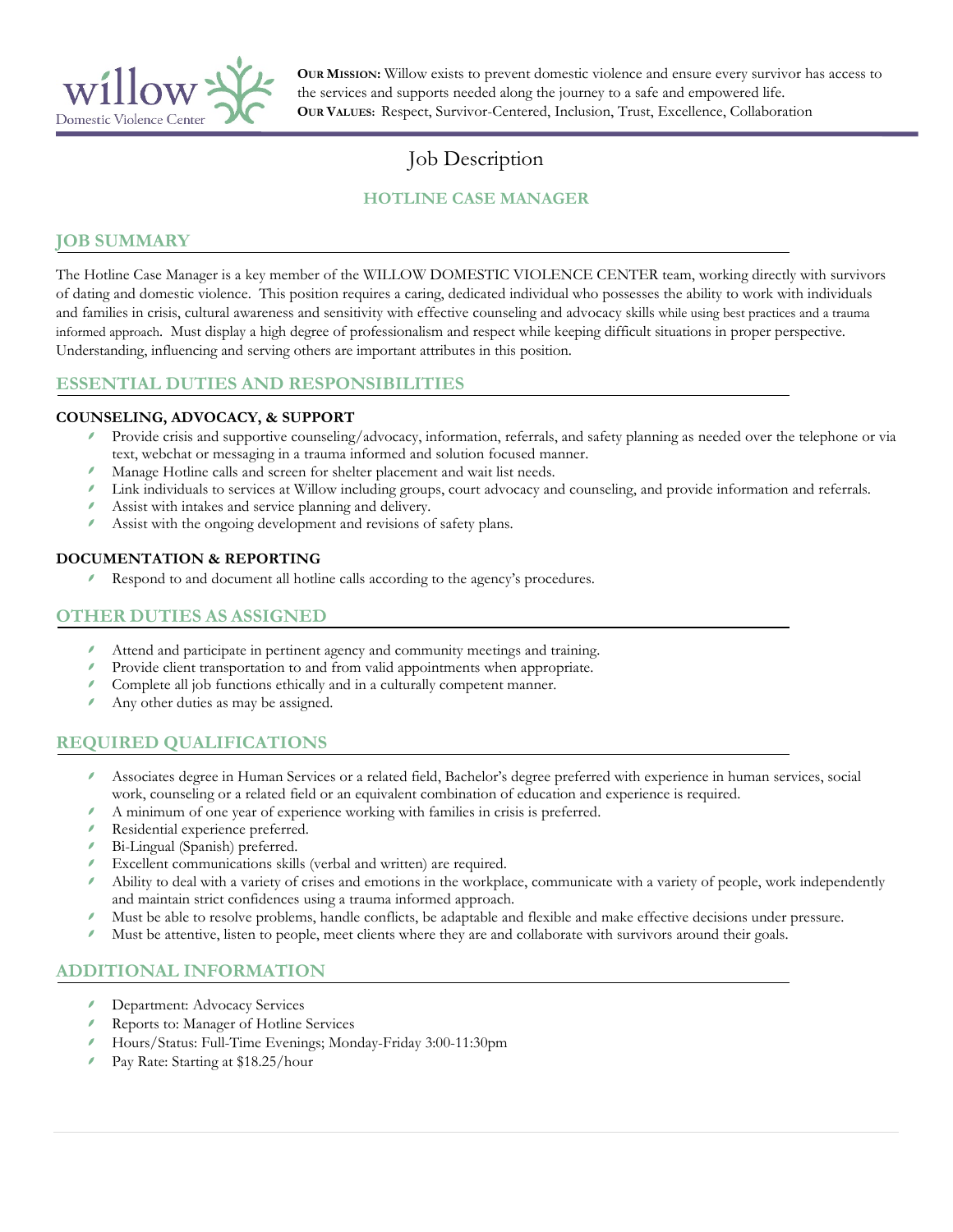willow
Domestic Violence Center

**OUR MISSION:** Willow exists to prevent domestic violence and ensure every survivor has access to the services and supports needed along the journey to a safe and empowered life.
**OUR VALUES:** Respect, Survivor-Centered, Inclusion, Trust, Excellence, Collaboration

# Job Description

## HOTLINE CASE MANAGER

## JOB SUMMARY

The Hotline Case Manager is a key member of the WILLOW DOMESTIC VIOLENCE CENTER team, working directly with survivors of dating and domestic violence. This position requires a caring, dedicated individual who possesses the ability to work with individuals and families in crisis, cultural awareness and sensitivity with effective counseling and advocacy skills while using best practices and a trauma informed approach. Must display a high degree of professionalism and respect while keeping difficult situations in proper perspective. Understanding, influencing and serving others are important attributes in this position.

## ESSENTIAL DUTIES AND RESPONSIBILITIES

**COUNSELING, ADVOCACY, & SUPPORT**

- Provide crisis and supportive counseling/advocacy, information, referrals, and safety planning as needed over the telephone or via text, webchat or messaging in a trauma informed and solution focused manner.
- Manage Hotline calls and screen for shelter placement and wait list needs.
- Link individuals to services at Willow including groups, court advocacy and counseling, and provide information and referrals.
- Assist with intakes and service planning and delivery.
- Assist with the ongoing development and revisions of safety plans.

**DOCUMENTATION & REPORTING**

- Respond to and document all hotline calls according to the agency's procedures.

## OTHER DUTIES AS ASSIGNED

- Attend and participate in pertinent agency and community meetings and training.
- Provide client transportation to and from valid appointments when appropriate.
- Complete all job functions ethically and in a culturally competent manner.
- Any other duties as may be assigned.

## REQUIRED QUALIFICATIONS

- Associates degree in Human Services or a related field, Bachelor's degree preferred with experience in human services, social work, counseling or a related field or an equivalent combination of education and experience is required.
- A minimum of one year of experience working with families in crisis is preferred.
- Residential experience preferred.
- Bi-Lingual (Spanish) preferred.
- Excellent communications skills (verbal and written) are required.
- Ability to deal with a variety of crises and emotions in the workplace, communicate with a variety of people, work independently and maintain strict confidences using a trauma informed approach.
- Must be able to resolve problems, handle conflicts, be adaptable and flexible and make effective decisions under pressure.
- Must be attentive, listen to people, meet clients where they are and collaborate with survivors around their goals.

## ADDITIONAL INFORMATION

- Department: Advocacy Services
- Reports to: Manager of Hotline Services
- Hours/Status: Full-Time Evenings; Monday-Friday 3:00-11:30pm
- Pay Rate: Starting at $18.25/hour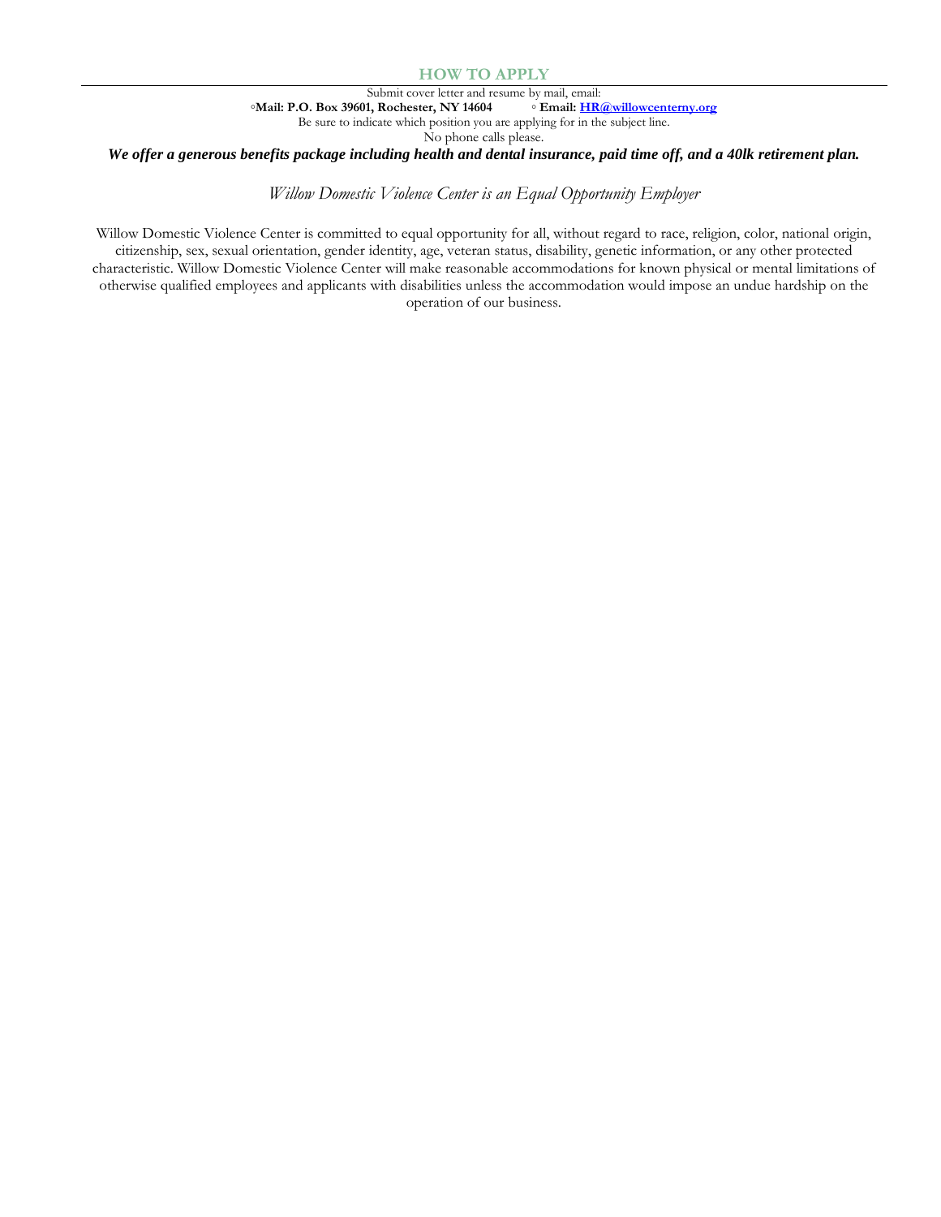## HOW TO APPLY

Submit cover letter and resume by mail, email:

◦**Mail: P.O. Box 39601, Rochester, NY 14604** ◦ **Email: HR@willowcenterny.org**

Be sure to indicate which position you are applying for in the subject line.

No phone calls please.

***We offer a generous benefits package including health and dental insurance, paid time off, and a 40lk retirement plan.***

*Willow Domestic Violence Center is an Equal Opportunity Employer*

Willow Domestic Violence Center is committed to equal opportunity for all, without regard to race, religion, color, national origin, citizenship, sex, sexual orientation, gender identity, age, veteran status, disability, genetic information, or any other protected characteristic. Willow Domestic Violence Center will make reasonable accommodations for known physical or mental limitations of otherwise qualified employees and applicants with disabilities unless the accommodation would impose an undue hardship on the operation of our business.